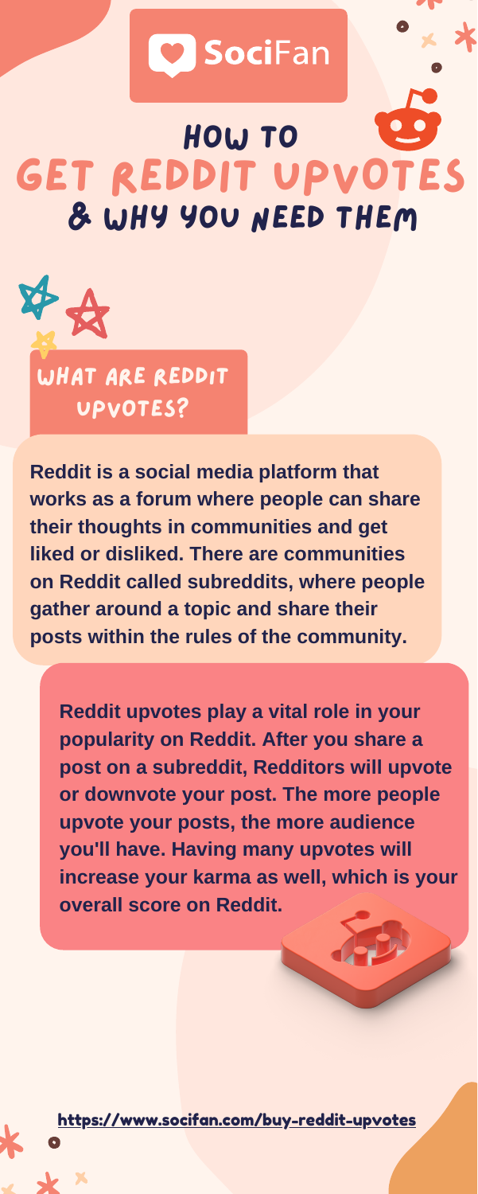SociFan

# HOW TO GET REDDIT UPVOTES & WHY YOU NEED THEM

## WHAT ARE REDDIT UPVOTES?

**Reddit is a social media platform that works as a forum where people can share their thoughts in communities and get liked or disliked. There are communities on Reddit called subreddits, where people gather around a topic and share their posts within the rules of the community.**

**Reddit upvotes play a vital role in your popularity on Reddit. After you share a post on a subreddit, Redditors will upvote or downvote your post. The more people upvote your posts, the more audience you'll have. Having many upvotes will increase your karma as well, which is your overall score on Reddit.**

https://www.socifan.com/buy-reddit-upvotes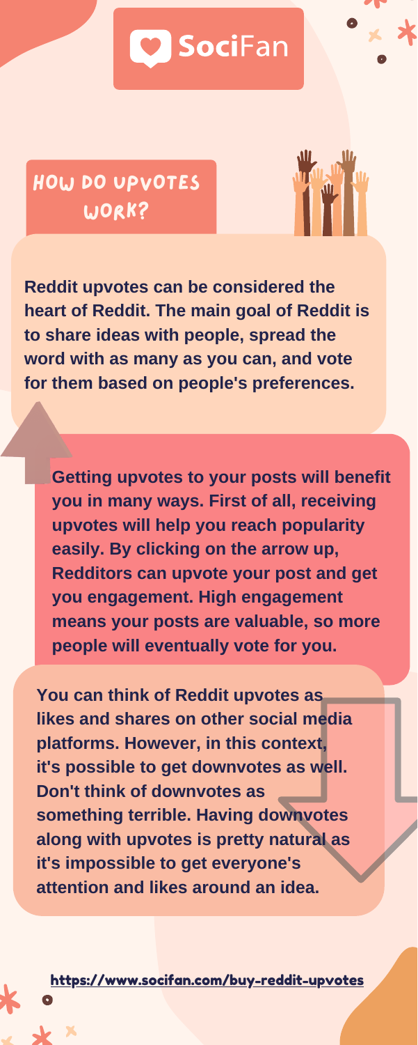SociFan

## HOW DO UPVOTES WORK?

**Reddit upvotes can be considered the heart of Reddit. The main goal of Reddit is to share ideas with people, spread the word with as many as you can, and vote for them based on people's preferences.**

**Getting upvotes to your posts will benefit you in many ways. First of all, receiving upvotes will help you reach popularity easily. By clicking on the arrow up, Redditors can upvote your post and get you engagement. High engagement means your posts are valuable, so more people will eventually vote for you.**

**You can think of Reddit upvotes as likes and shares on other social media platforms. However, in this context, it's possible to get downvotes as well. Don't think of downvotes as something terrible. Having downvotes along with upvotes is pretty natural as it's impossible to get everyone's attention and likes around an idea.**

https://www.socifan.com/buy-reddit-upvotes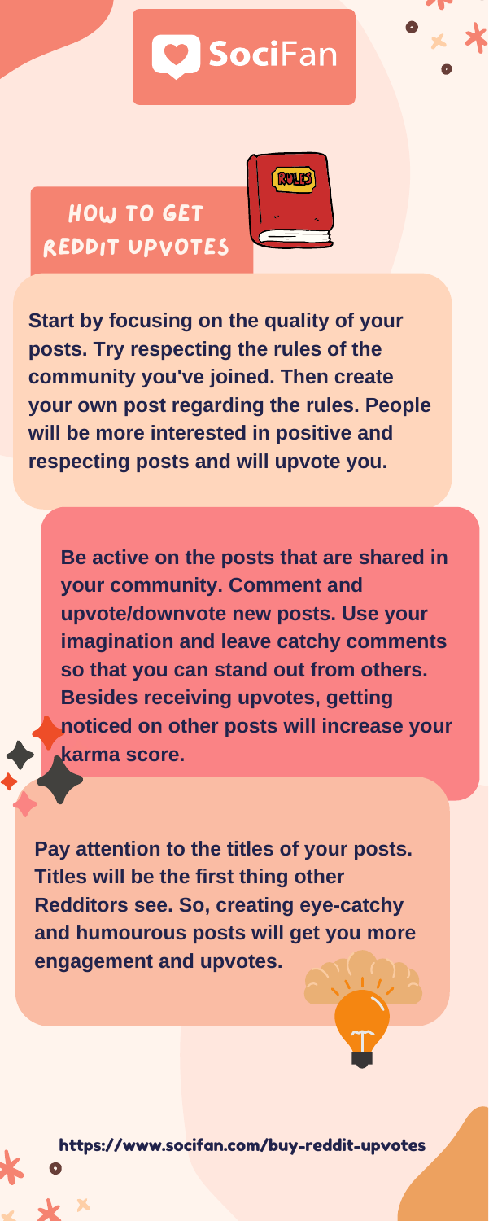SociFan

## HOW TO GET REDDIT UPVOTES

**Start by focusing on the quality of your posts. Try respecting the rules of the community you've joined. Then create your own post regarding the rules. People will be more interested in positive and respecting posts and will upvote you.**

**Be active on the posts that are shared in your community. Comment and upvote/downvote new posts. Use your imagination and leave catchy comments so that you can stand out from others. Besides receiving upvotes, getting noticed on other posts will increase your karma score.**

**Pay attention to the titles of your posts. Titles will be the first thing other Redditors see. So, creating eye-catchy and humourous posts will get you more engagement and upvotes.**

https://www.socifan.com/buy-reddit-upvotes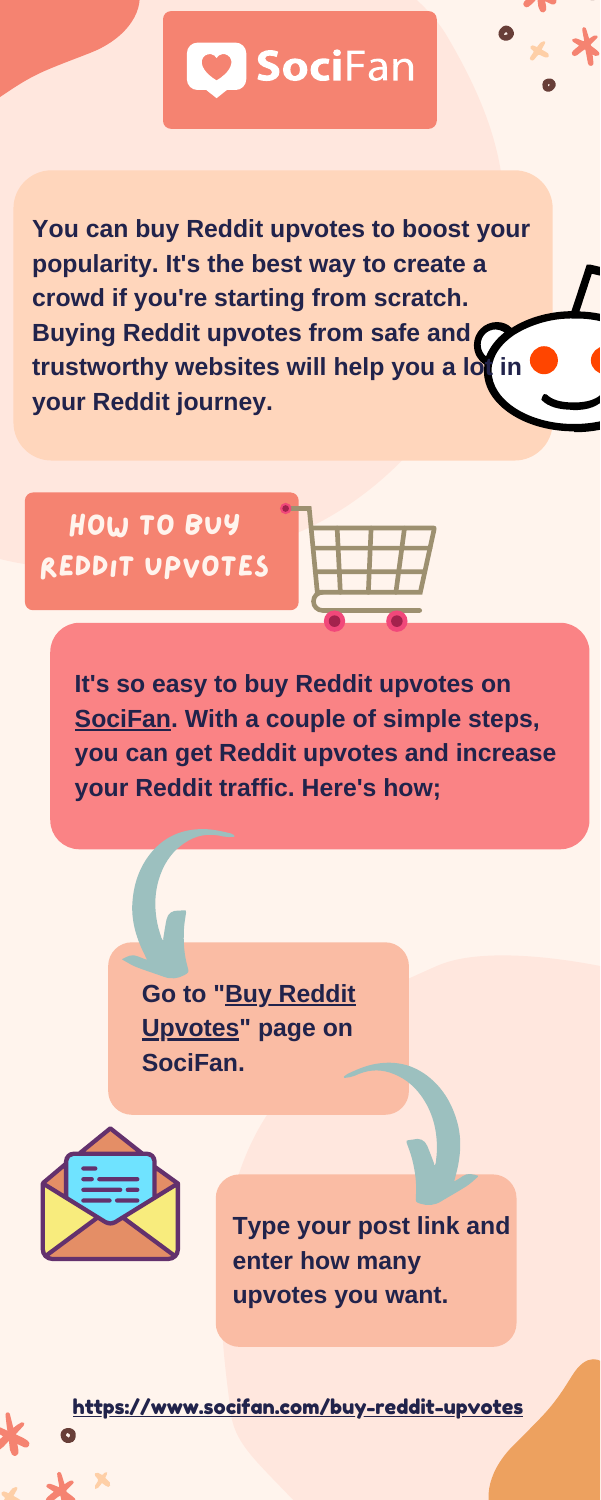# SociFan

**You can buy Reddit upvotes to boost your popularity. It's the best way to create a crowd if you're starting from scratch. Buying Reddit upvotes from safe and trustworthy websites will help you a lot in your Reddit journey.**

## HOW TO BUY REDDIT UPVOTES

**It's so easy to buy Reddit upvotes on SociFan. With a couple of simple steps, you can get Reddit upvotes and increase your Reddit traffic. Here's how;**

**Go to "Buy Reddit Upvotes" page on SociFan.**

**Type your post link and enter how many upvotes you want.**

https://www.socifan.com/buy-reddit-upvotes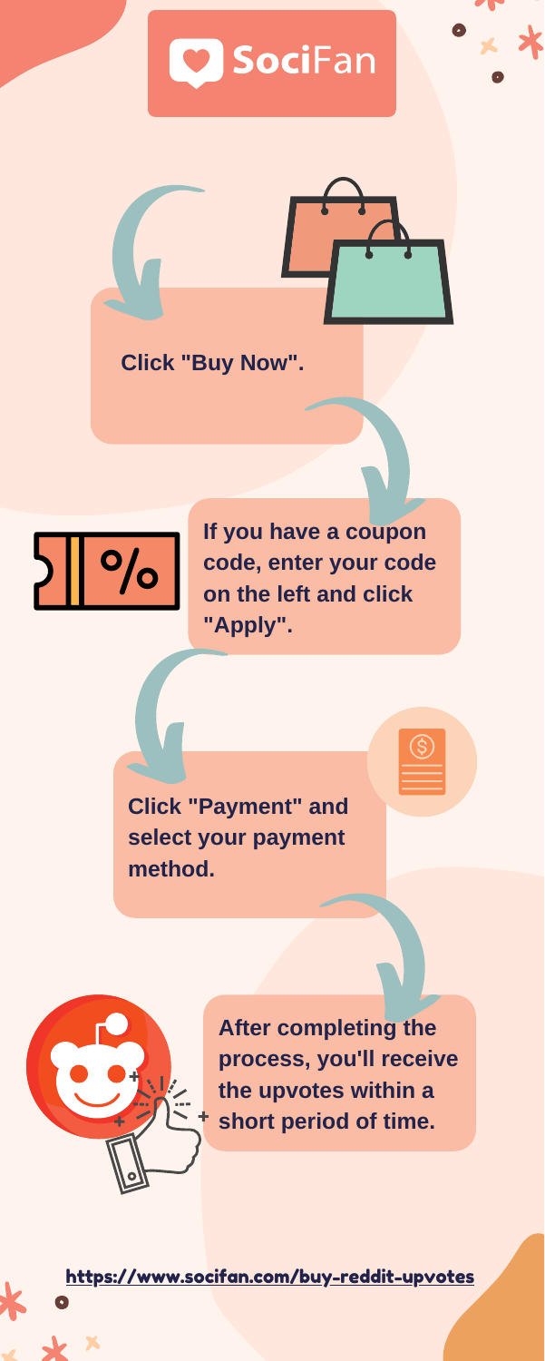**SociFan**

Click "Buy Now".

If you have a coupon code, enter your code on the left and click "Apply".

Click "Payment" and select your payment method.

After completing the process, you'll receive the upvotes within a short period of time.

https://www.socifan.com/buy-reddit-upvotes